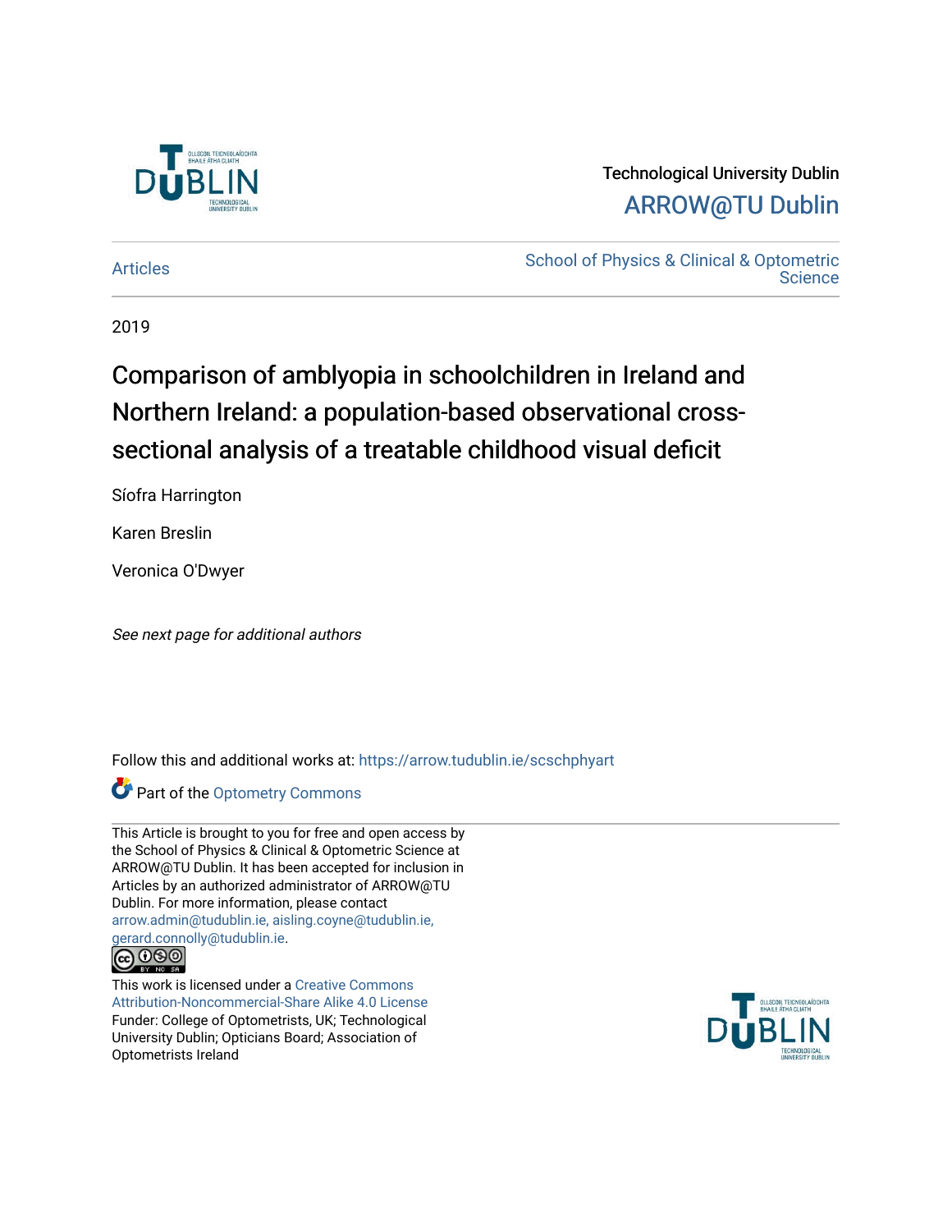Technological University Dublin

ARROW@TU Dublin

Articles

School of Physics & Clinical & Optometric Science

2019

# Comparison of amblyopia in schoolchildren in Ireland and Northern Ireland: a population-based observational cross-sectional analysis of a treatable childhood visual deficit

Síofra Harrington

Karen Breslin

Veronica O'Dwyer

*See next page for additional authors*

Follow this and additional works at: https://arrow.tudublin.ie/scschphyart

Part of the Optometry Commons

This Article is brought to you for free and open access by the School of Physics & Clinical & Optometric Science at ARROW@TU Dublin. It has been accepted for inclusion in Articles by an authorized administrator of ARROW@TU Dublin. For more information, please contact arrow.admin@tudublin.ie, aisling.coyne@tudublin.ie, gerard.connolly@tudublin.ie.

This work is licensed under a Creative Commons Attribution-Noncommercial-Share Alike 4.0 License

Funder: College of Optometrists, UK; Technological University Dublin; Opticians Board; Association of Optometrists Ireland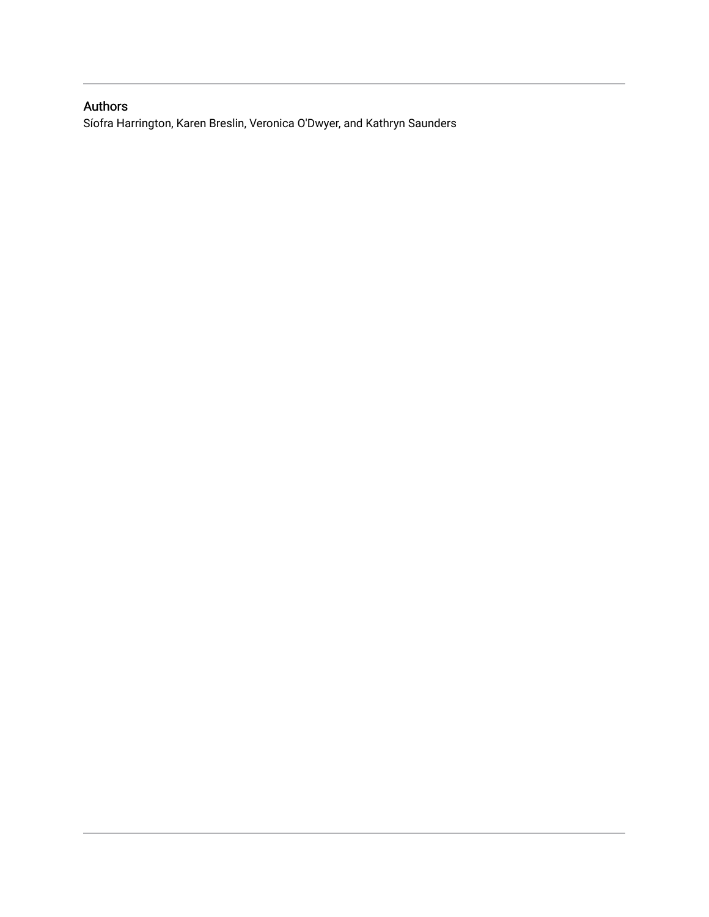## Authors

Síofra Harrington, Karen Breslin, Veronica O'Dwyer, and Kathryn Saunders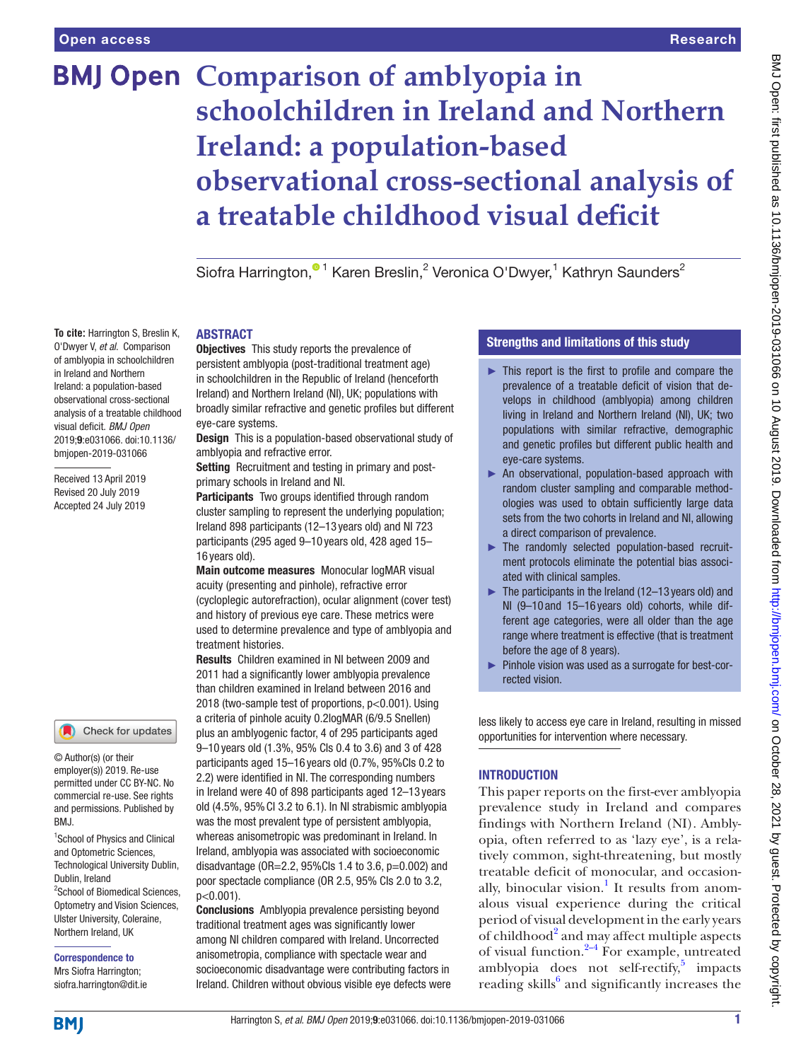# Comparison of amblyopia in schoolchildren in Ireland and Northern Ireland: a population-based observational cross-sectional analysis of a treatable childhood visual deficit

Siofra Harrington,[1] Karen Breslin,[2] Veronica O'Dwyer,[1] Kathryn Saunders[2]

**To cite:** Harrington S, Breslin K, O'Dwyer V, *et al*. Comparison of amblyopia in schoolchildren in Ireland and Northern Ireland: a population-based observational cross-sectional analysis of a treatable childhood visual deficit. *BMJ Open* 2019;**9**:e031066. doi:10.1136/bmjopen-2019-031066

Received 13 April 2019
Revised 20 July 2019
Accepted 24 July 2019

© Author(s) (or their employer(s)) 2019. Re-use permitted under CC BY-NC. No commercial re-use. See rights and permissions. Published by BMJ.

[1]School of Physics and Clinical and Optometric Sciences, Technological University Dublin, Dublin, Ireland
[2]School of Biomedical Sciences, Optometry and Vision Sciences, Ulster University, Coleraine, Northern Ireland, UK

**Correspondence to**
Mrs Siofra Harrington;
siofra.harrington@dit.ie

## ABSTRACT

**Objectives** This study reports the prevalence of persistent amblyopia (post-traditional treatment age) in schoolchildren in the Republic of Ireland (henceforth Ireland) and Northern Ireland (NI), UK; populations with broadly similar refractive and genetic profiles but different eye-care systems.

**Design** This is a population-based observational study of amblyopia and refractive error.

**Setting** Recruitment and testing in primary and post-primary schools in Ireland and NI.

**Participants** Two groups identified through random cluster sampling to represent the underlying population; Ireland 898 participants (12–13 years old) and NI 723 participants (295 aged 9–10 years old, 428 aged 15–16 years old).

**Main outcome measures** Monocular logMAR visual acuity (presenting and pinhole), refractive error (cycloplegic autorefraction), ocular alignment (cover test) and history of previous eye care. These metrics were used to determine prevalence and type of amblyopia and treatment histories.

**Results** Children examined in NI between 2009 and 2011 had a significantly lower amblyopia prevalence than children examined in Ireland between 2016 and 2018 (two-sample test of proportions, p<0.001). Using a criteria of pinhole acuity 0.2logMAR (6/9.5 Snellen) plus an amblyogenic factor, 4 of 295 participants aged 9–10 years old (1.3%, 95% CIs 0.4 to 3.6) and 3 of 428 participants aged 15–16 years old (0.7%, 95% CIs 0.2 to 2.2) were identified in NI. The corresponding numbers in Ireland were 40 of 898 participants aged 12–13 years old (4.5%, 95% CI 3.2 to 6.1). In NI strabismic amblyopia was the most prevalent type of persistent amblyopia, whereas anisometropic was predominant in Ireland. In Ireland, amblyopia was associated with socioeconomic disadvantage (OR=2.2, 95% CIs 1.4 to 3.6, p=0.002) and poor spectacle compliance (OR 2.5, 95% CIs 2.0 to 3.2, p<0.001).

**Conclusions** Amblyopia prevalence persisting beyond traditional treatment ages was significantly lower among NI children compared with Ireland. Uncorrected anisometropia, compliance with spectacle wear and socioeconomic disadvantage were contributing factors in Ireland. Children without obvious visible eye defects were less likely to access eye care in Ireland, resulting in missed opportunities for intervention where necessary.

## Strengths and limitations of this study

- This report is the first to profile and compare the prevalence of a treatable deficit of vision that develops in childhood (amblyopia) among children living in Ireland and Northern Ireland (NI), UK; two populations with similar refractive, demographic and genetic profiles but different public health and eye-care systems.
- An observational, population-based approach with random cluster sampling and comparable methodologies was used to obtain sufficiently large data sets from the two cohorts in Ireland and NI, allowing a direct comparison of prevalence.
- The randomly selected population-based recruitment protocols eliminate the potential bias associated with clinical samples.
- The participants in the Ireland (12–13 years old) and NI (9–10 and 15–16 years old) cohorts, while different age categories, were all older than the age range where treatment is effective (that is treatment before the age of 8 years).
- Pinhole vision was used as a surrogate for best-corrected vision.

## INTRODUCTION

This paper reports on the first-ever amblyopia prevalence study in Ireland and compares findings with Northern Ireland (NI). Amblyopia, often referred to as 'lazy eye', is a relatively common, sight-threatening, but mostly treatable deficit of monocular, and occasionally, binocular vision.[1] It results from anomalous visual experience during the critical period of visual development in the early years of childhood[2] and may affect multiple aspects of visual function.[2–4] For example, untreated amblyopia does not self-rectify,[5] impacts reading skills[6] and significantly increases the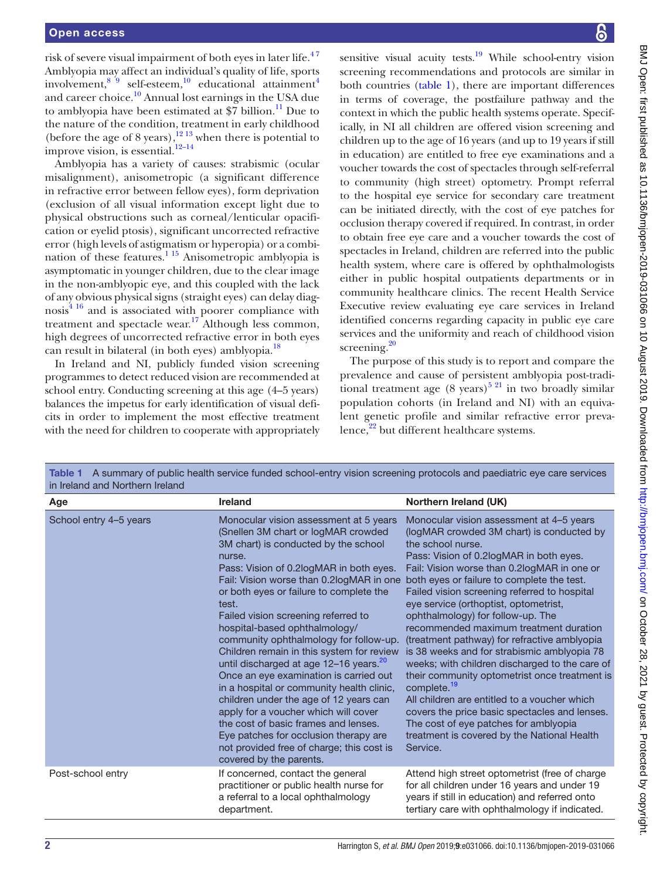risk of severe visual impairment of both eyes in later life.[4,7] Amblyopia may affect an individual's quality of life, sports involvement,[8,9] self-esteem,[10] educational attainment[4] and career choice.[10] Annual lost earnings in the USA due to amblyopia have been estimated at $7 billion.[11] Due to the nature of the condition, treatment in early childhood (before the age of 8 years),[12,13] when there is potential to improve vision, is essential.[12–14]

Amblyopia has a variety of causes: strabismic (ocular misalignment), anisometropic (a significant difference in refractive error between fellow eyes), form deprivation (exclusion of all visual information except light due to physical obstructions such as corneal/lenticular opacification or eyelid ptosis), significant uncorrected refractive error (high levels of astigmatism or hyperopia) or a combination of these features.[1,15] Anisometropic amblyopia is asymptomatic in younger children, due to the clear image in the non-amblyopic eye, and this coupled with the lack of any obvious physical signs (straight eyes) can delay diagnosis[4,16] and is associated with poorer compliance with treatment and spectacle wear.[17] Although less common, high degrees of uncorrected refractive error in both eyes can result in bilateral (in both eyes) amblyopia.[18]

In Ireland and NI, publicly funded vision screening programmes to detect reduced vision are recommended at school entry. Conducting screening at this age (4–5 years) balances the impetus for early identification of visual deficits in order to implement the most effective treatment with the need for children to cooperate with appropriately sensitive visual acuity tests.[19] While school-entry vision screening recommendations and protocols are similar in both countries (table 1), there are important differences in terms of coverage, the postfailure pathway and the context in which the public health systems operate. Specifically, in NI all children are offered vision screening and children up to the age of 16 years (and up to 19 years if still in education) are entitled to free eye examinations and a voucher towards the cost of spectacles through self-referral to community (high street) optometry. Prompt referral to the hospital eye service for secondary care treatment can be initiated directly, with the cost of eye patches for occlusion therapy covered if required. In contrast, in order to obtain free eye care and a voucher towards the cost of spectacles in Ireland, children are referred into the public health system, where care is offered by ophthalmologists either in public hospital outpatients departments or in community healthcare clinics. The recent Health Service Executive review evaluating eye care services in Ireland identified concerns regarding capacity in public eye care services and the uniformity and reach of childhood vision screening.[20]

The purpose of this study is to report and compare the prevalence and cause of persistent amblyopia post-traditional treatment age (8 years)[5,21] in two broadly similar population cohorts (in Ireland and NI) with an equivalent genetic profile and similar refractive error prevalence,[22] but different healthcare systems.

**Table 1** A summary of public health service funded school-entry vision screening protocols and paediatric eye care services in Ireland and Northern Ireland

| Age | Ireland | Northern Ireland (UK) |
|---|---|---|
| School entry 4–5 years | Monocular vision assessment at 5 years (Snellen 3M chart or logMAR crowded 3M chart) is conducted by the school nurse. Pass: Vision of 0.2logMAR in both eyes. Fail: Vision worse than 0.2logMAR in one or both eyes or failure to complete the test. Failed vision screening referred to hospital-based ophthalmology/ community ophthalmology for follow-up. Children remain in this system for review until discharged at age 12–16 years.[20] Once an eye examination is carried out in a hospital or community health clinic, children under the age of 12 years can apply for a voucher which will cover the cost of basic frames and lenses. Eye patches for occlusion therapy are not provided free of charge; this cost is covered by the parents. | Monocular vision assessment at 4–5 years (logMAR crowded 3M chart) is conducted by the school nurse. Pass: Vision of 0.2logMAR in both eyes. Fail: Vision worse than 0.2logMAR in one or both eyes or failure to complete the test. Failed vision screening referred to hospital eye service (orthoptist, optometrist, ophthalmology) for follow-up. The recommended maximum treatment duration (treatment pathway) for refractive amblyopia is 38 weeks and for strabismic amblyopia 78 weeks; with children discharged to the care of their community optometrist once treatment is complete.[19] All children are entitled to a voucher which covers the price basic spectacles and lenses. The cost of eye patches for amblyopia treatment is covered by the National Health Service. |
| Post-school entry | If concerned, contact the general practitioner or public health nurse for a referral to a local ophthalmology department. | Attend high street optometrist (free of charge for all children under 16 years and under 19 years if still in education) and referred onto tertiary care with ophthalmology if indicated. |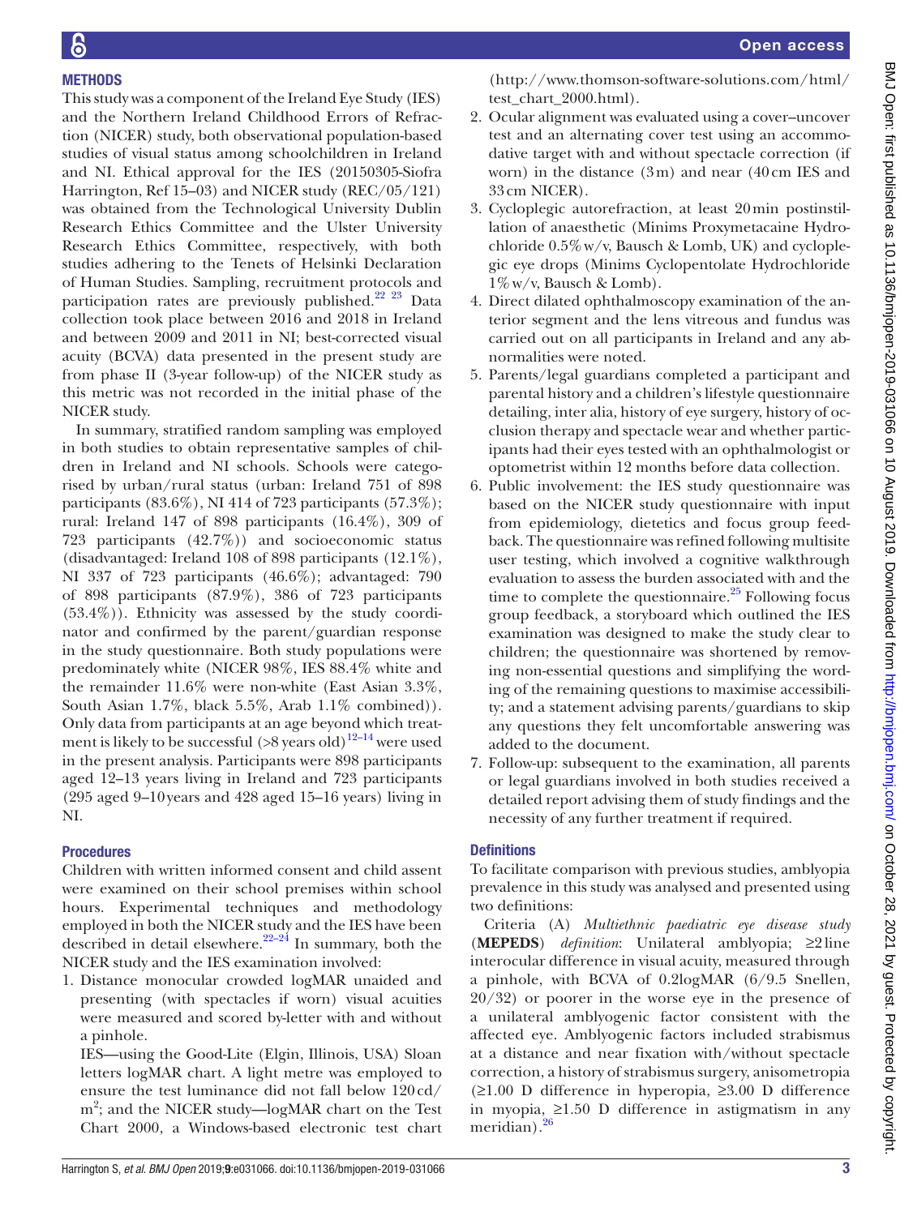## METHODS

This study was a component of the Ireland Eye Study (IES) and the Northern Ireland Childhood Errors of Refraction (NICER) study, both observational population-based studies of visual status among schoolchildren in Ireland and NI. Ethical approval for the IES (20150305-Siofra Harrington, Ref 15–03) and NICER study (REC/05/121) was obtained from the Technological University Dublin Research Ethics Committee and the Ulster University Research Ethics Committee, respectively, with both studies adhering to the Tenets of Helsinki Declaration of Human Studies. Sampling, recruitment protocols and participation rates are previously published.[22 23] Data collection took place between 2016 and 2018 in Ireland and between 2009 and 2011 in NI; best-corrected visual acuity (BCVA) data presented in the present study are from phase II (3-year follow-up) of the NICER study as this metric was not recorded in the initial phase of the NICER study.

In summary, stratified random sampling was employed in both studies to obtain representative samples of children in Ireland and NI schools. Schools were categorised by urban/rural status (urban: Ireland 751 of 898 participants (83.6%), NI 414 of 723 participants (57.3%); rural: Ireland 147 of 898 participants (16.4%), 309 of 723 participants (42.7%)) and socioeconomic status (disadvantaged: Ireland 108 of 898 participants (12.1%), NI 337 of 723 participants (46.6%); advantaged: 790 of 898 participants (87.9%), 386 of 723 participants (53.4%)). Ethnicity was assessed by the study coordinator and confirmed by the parent/guardian response in the study questionnaire. Both study populations were predominately white (NICER 98%, IES 88.4% white and the remainder 11.6% were non-white (East Asian 3.3%, South Asian 1.7%, black 5.5%, Arab 1.1% combined)). Only data from participants at an age beyond which treatment is likely to be successful (>8 years old)[12–14] were used in the present analysis. Participants were 898 participants aged 12–13 years living in Ireland and 723 participants (295 aged 9–10 years and 428 aged 15–16 years) living in NI.

### Procedures

Children with written informed consent and child assent were examined on their school premises within school hours. Experimental techniques and methodology employed in both the NICER study and the IES have been described in detail elsewhere.[22–24] In summary, both the NICER study and the IES examination involved:

1. Distance monocular crowded logMAR unaided and presenting (with spectacles if worn) visual acuities were measured and scored by-letter with and without a pinhole.

   IES—using the Good-Lite (Elgin, Illinois, USA) Sloan letters logMAR chart. A light metre was employed to ensure the test luminance did not fall below 120 cd/m$^2$; and the NICER study—logMAR chart on the Test Chart 2000, a Windows-based electronic test chart (http://www.thomson-software-solutions.com/html/test_chart_2000.html).
2. Ocular alignment was evaluated using a cover–uncover test and an alternating cover test using an accommodative target with and without spectacle correction (if worn) in the distance (3 m) and near (40 cm IES and 33 cm NICER).
3. Cycloplegic autorefraction, at least 20 min postinstillation of anaesthetic (Minims Proxymetacaine Hydrochloride 0.5% w/v, Bausch & Lomb, UK) and cycloplegic eye drops (Minims Cyclopentolate Hydrochloride 1% w/v, Bausch & Lomb).
4. Direct dilated ophthalmoscopy examination of the anterior segment and the lens vitreous and fundus was carried out on all participants in Ireland and any abnormalities were noted.
5. Parents/legal guardians completed a participant and parental history and a children's lifestyle questionnaire detailing, inter alia, history of eye surgery, history of occlusion therapy and spectacle wear and whether participants had their eyes tested with an ophthalmologist or optometrist within 12 months before data collection.
6. Public involvement: the IES study questionnaire was based on the NICER study questionnaire with input from epidemiology, dietetics and focus group feedback. The questionnaire was refined following multisite user testing, which involved a cognitive walkthrough evaluation to assess the burden associated with and the time to complete the questionnaire.[25] Following focus group feedback, a storyboard which outlined the IES examination was designed to make the study clear to children; the questionnaire was shortened by removing non-essential questions and simplifying the wording of the remaining questions to maximise accessibility; and a statement advising parents/guardians to skip any questions they felt uncomfortable answering was added to the document.
7. Follow-up: subsequent to the examination, all parents or legal guardians involved in both studies received a detailed report advising them of study findings and the necessity of any further treatment if required.

### Definitions

To facilitate comparison with previous studies, amblyopia prevalence in this study was analysed and presented using two definitions:

Criteria (A) *Multiethnic paediatric eye disease study* (**MEPEDS**) *definition*: Unilateral amblyopia; ≥2 line interocular difference in visual acuity, measured through a pinhole, with BCVA of 0.2 logMAR (6/9.5 Snellen, 20/32) or poorer in the worse eye in the presence of a unilateral amblyogenic factor consistent with the affected eye. Amblyogenic factors included strabismus at a distance and near fixation with/without spectacle correction, a history of strabismus surgery, anisometropia (≥1.00 D difference in hyperopia, ≥3.00 D difference in myopia, ≥1.50 D difference in astigmatism in any meridian).[26]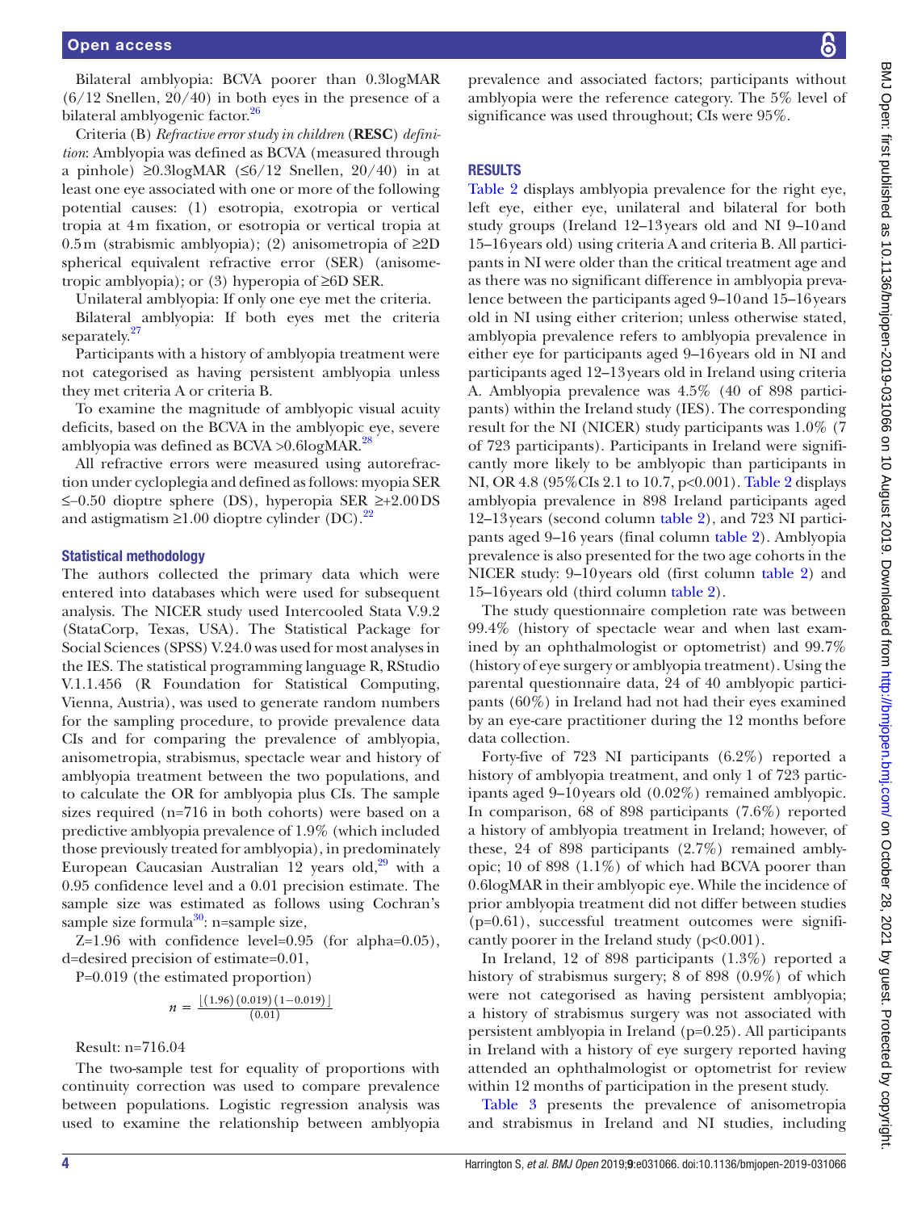Bilateral amblyopia: BCVA poorer than 0.3logMAR (6/12 Snellen, 20/40) in both eyes in the presence of a bilateral amblyogenic factor.[26]

Criteria (B) *Refractive error study in children* (**RESC**) *definition*: Amblyopia was defined as BCVA (measured through a pinhole) ≥0.3logMAR (≤6/12 Snellen, 20/40) in at least one eye associated with one or more of the following potential causes: (1) esotropia, exotropia or vertical tropia at 4m fixation, or esotropia or vertical tropia at 0.5m (strabismic amblyopia); (2) anisometropia of ≥2D spherical equivalent refractive error (SER) (anisometropic amblyopia); or (3) hyperopia of ≥6D SER.

Unilateral amblyopia: If only one eye met the criteria.

Bilateral amblyopia: If both eyes met the criteria separately.[27]

Participants with a history of amblyopia treatment were not categorised as having persistent amblyopia unless they met criteria A or criteria B.

To examine the magnitude of amblyopic visual acuity deficits, based on the BCVA in the amblyopic eye, severe amblyopia was defined as BCVA >0.6logMAR.[28]

All refractive errors were measured using autorefraction under cycloplegia and defined as follows: myopia SER ≤–0.50 dioptre sphere (DS), hyperopia SER ≥+2.00DS and astigmatism ≥1.00 dioptre cylinder (DC).[22]

### Statistical methodology

The authors collected the primary data which were entered into databases which were used for subsequent analysis. The NICER study used Intercooled Stata V.9.2 (StataCorp, Texas, USA). The Statistical Package for Social Sciences (SPSS) V.24.0 was used for most analyses in the IES. The statistical programming language R, RStudio V.1.1.456 (R Foundation for Statistical Computing, Vienna, Austria), was used to generate random numbers for the sampling procedure, to provide prevalence data CIs and for comparing the prevalence of amblyopia, anisometropia, strabismus, spectacle wear and history of amblyopia treatment between the two populations, and to calculate the OR for amblyopia plus CIs. The sample sizes required (n=716 in both cohorts) were based on a predictive amblyopia prevalence of 1.9% (which included those previously treated for amblyopia), in predominately European Caucasian Australian 12 years old,[29] with a 0.95 confidence level and a 0.01 precision estimate. The sample size was estimated as follows using Cochran's sample size formula[30]: n=sample size,

Z=1.96 with confidence level=0.95 (for alpha=0.05), d=desired precision of estimate=0.01,

P=0.019 (the estimated proportion)

$$n = \frac{\lfloor (1.96)\,(0.019)\,(1-0.019) \rfloor}{(0.01)}$$

Result: n=716.04

The two-sample test for equality of proportions with continuity correction was used to compare prevalence between populations. Logistic regression analysis was used to examine the relationship between amblyopia prevalence and associated factors; participants without amblyopia were the reference category. The 5% level of significance was used throughout; CIs were 95%.

## RESULTS

Table 2 displays amblyopia prevalence for the right eye, left eye, either eye, unilateral and bilateral for both study groups (Ireland 12–13years old and NI 9–10 and 15–16years old) using criteria A and criteria B. All participants in NI were older than the critical treatment age and as there was no significant difference in amblyopia prevalence between the participants aged 9–10 and 15–16years old in NI using either criterion; unless otherwise stated, amblyopia prevalence refers to amblyopia prevalence in either eye for participants aged 9–16years old in NI and participants aged 12–13years old in Ireland using criteria A. Amblyopia prevalence was 4.5% (40 of 898 participants) within the Ireland study (IES). The corresponding result for the NI (NICER) study participants was 1.0% (7 of 723 participants). Participants in Ireland were significantly more likely to be amblyopic than participants in NI, OR 4.8 (95%CIs 2.1 to 10.7, p<0.001). Table 2 displays amblyopia prevalence in 898 Ireland participants aged 12–13years (second column table 2), and 723 NI participants aged 9–16 years (final column table 2). Amblyopia prevalence is also presented for the two age cohorts in the NICER study: 9–10years old (first column table 2) and 15–16years old (third column table 2).

The study questionnaire completion rate was between 99.4% (history of spectacle wear and when last examined by an ophthalmologist or optometrist) and 99.7% (history of eye surgery or amblyopia treatment). Using the parental questionnaire data, 24 of 40 amblyopic participants (60%) in Ireland had not had their eyes examined by an eye-care practitioner during the 12 months before data collection.

Forty-five of 723 NI participants (6.2%) reported a history of amblyopia treatment, and only 1 of 723 participants aged 9–10years old (0.02%) remained amblyopic. In comparison, 68 of 898 participants (7.6%) reported a history of amblyopia treatment in Ireland; however, of these, 24 of 898 participants (2.7%) remained amblyopic; 10 of 898 (1.1%) of which had BCVA poorer than 0.6logMAR in their amblyopic eye. While the incidence of prior amblyopia treatment did not differ between studies (p=0.61), successful treatment outcomes were significantly poorer in the Ireland study (p<0.001).

In Ireland, 12 of 898 participants (1.3%) reported a history of strabismus surgery; 8 of 898 (0.9%) of which were not categorised as having persistent amblyopia; a history of strabismus surgery was not associated with persistent amblyopia in Ireland (p=0.25). All participants in Ireland with a history of eye surgery reported having attended an ophthalmologist or optometrist for review within 12 months of participation in the present study.

Table 3 presents the prevalence of anisometropia and strabismus in Ireland and NI studies, including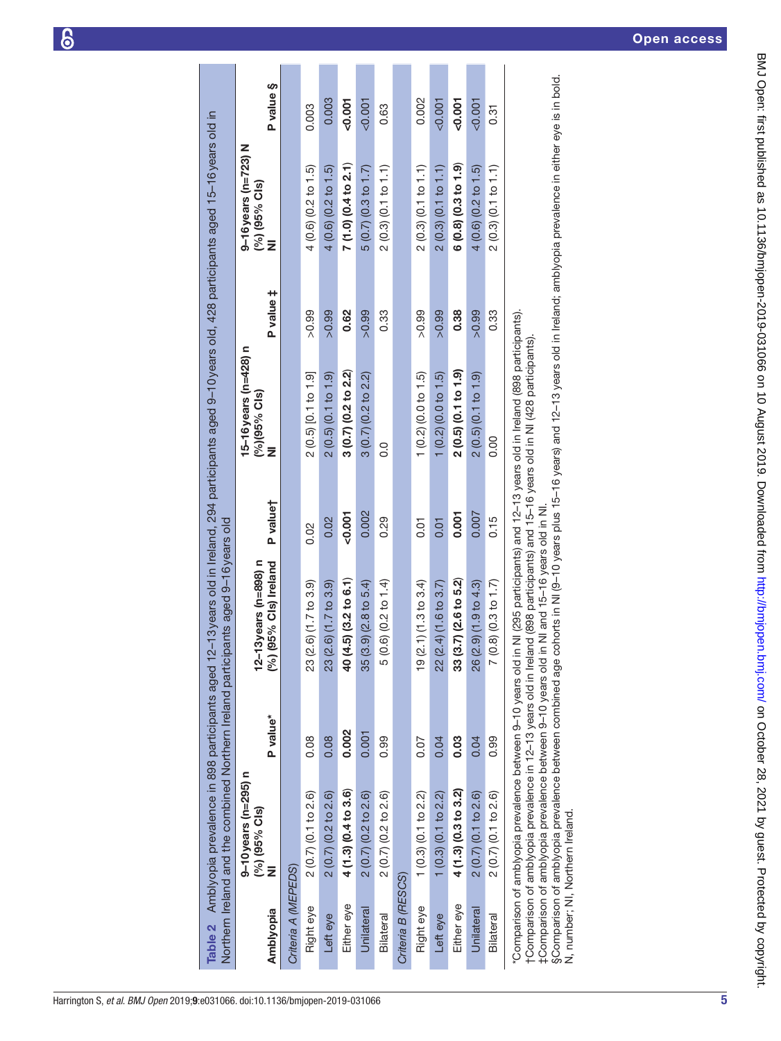**Table 2** Amblyopia prevalence in 898 participants aged 12–13 years old in Ireland, 294 participants aged 9–10 years old, 428 participants aged 15–16 years old in Northern Ireland and the combined Northern Ireland participants aged 9–16 years old

| Amblyopia | 9–10 years (n=295) n (%) (95% CIs) NI | P value* | 12–13 years (n=898) n (%) (95% CIs) Ireland | P value† | 15–16 years (n=428) n (%)(95% CIs) NI | P value ‡ | 9–16 years (n=723) N (%) (95% CIs) NI | P value § |
|---|---|---|---|---|---|---|---|---|
| *Criteria A (MEPEDS)* | | | | | | | | |
| Right eye | 2 (0.7) (0.1 to 2.6) | 0.08 | 23 (2.6) (1.7 to 3.9) | 0.02 | 2 (0.5) [0.1 to 1.9] | >0.99 | 4 (0.6) (0.2 to 1.5) | 0.003 |
| Left eye | 2 (0.7) (0.2 to 2.6) | 0.08 | 23 (2.6) (1.7 to 3.9) | 0.02 | 2 (0.5) (0.1 to 1.9) | >0.99 | 4 (0.6) (0.2 to 1.5) | 0.003 |
| Either eye | **4 (1.3) (0.4 to 3.6)** | **0.002** | **40 (4.5) (3.2 to 6.1)** | **<0.001** | **3 (0.7) (0.2 to 2.2)** | **0.62** | **7 (1.0) (0.4 to 2.1)** | **<0.001** |
| Unilateral | 2 (0.7) (0.2 to 2.6) | 0.001 | 35 (3.9) (2.8 to 5.4) | 0.002 | 3 (0.7) (0.2 to 2.2) | >0.99 | 5 (0.7) (0.3 to 1.7) | <0.001 |
| Bilateral | 2 (0.7) (0.2 to 2.6) | 0.99 | 5 (0.6) (0.2 to 1.4) | 0.29 | 0.0 | 0.33 | 2 (0.3) (0.1 to 1.1) | 0.63 |
| *Criteria B (RESCS)* | | | | | | | | |
| Right eye | 1 (0.3) (0.1 to 2.2) | 0.07 | 19 (2.1) (1.3 to 3.4) | 0.01 | 1 (0.2) (0.0 to 1.5) | >0.99 | 2 (0.3) (0.1 to 1.1) | 0.002 |
| Left eye | 1 (0.3) (0.1 to 2.2) | 0.04 | 22 (2.4) (1.6 to 3.7) | 0.01 | 1 (0.2) (0.0 to 1.5) | >0.99 | 2 (0.3) (0.1 to 1.1) | <0.001 |
| Either eye | **4 (1.3) (0.3 to 3.2)** | **0.03** | **33 (3.7) (2.6 to 5.2)** | **0.001** | **2 (0.5) (0.1 to 1.9)** | **0.38** | **6 (0.8) (0.3 to 1.9)** | **<0.001** |
| Unilateral | 2 (0.7) (0.1 to 2.6) | 0.04 | 26 (2.9) (1.9 to 4.3) | 0.007 | 2 (0.5) (0.1 to 1.9) | >0.99 | 4 (0.6) (0.2 to 1.5) | <0.001 |
| Bilateral | 2 (0.7) (0.1 to 2.6) | 0.99 | 7 (0.8) (0.3 to 1.7) | 0.15 | 0.00 | 0.33 | 2 (0.3) (0.1 to 1.1) | 0.31 |

*Comparison of amblyopia prevalence between 9–10 years old in NI (295 participants) and 12–13 years old in Ireland (898 participants).
†Comparison of amblyopia prevalence in 12–13 years old in Ireland (898 participants) and 15–16 years old in NI (428 participants).
‡Comparison of amblyopia prevalence between 9–10 years old in NI and 15–16 years old in NI.
§Comparison of amblyopia prevalence between combined age cohorts in NI (9–10 years plus 15–16 years) and 12–13 years old in Ireland; amblyopia prevalence in either eye is in bold.
N, number; NI, Northern Ireland.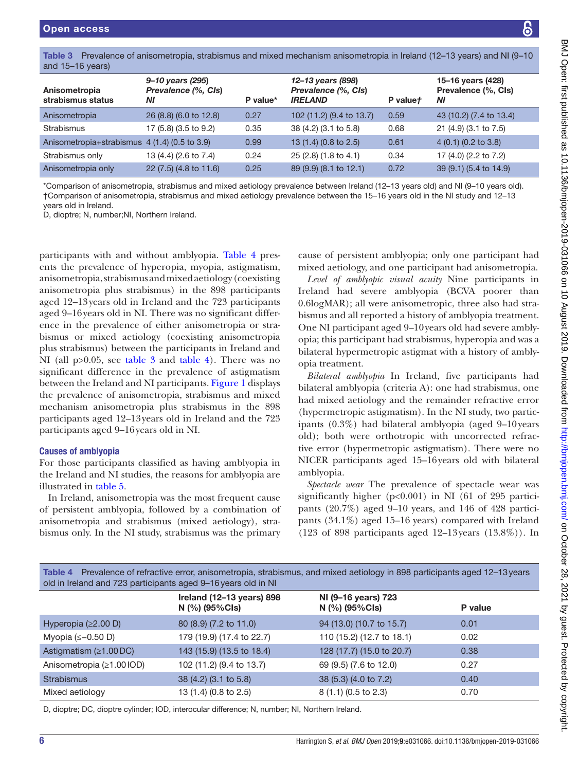**Table 3** Prevalence of anisometropia, strabismus and mixed mechanism anisometropia in Ireland (12–13 years) and NI (9–10 and 15–16 years)

| Anisometropia strabismus status | *9–10 years (295) Prevalence (%, CIs) NI* | P value* | *12–13 years (898) Prevalence (%, CIs) IRELAND* | P value† | 15–16 years (428) Prevalence (%, CIs) NI |
|---|---|---|---|---|---|
| Anisometropia | 26 (8.8) (6.0 to 12.8) | 0.27 | 102 (11.2) (9.4 to 13.7) | 0.59 | 43 (10.2) (7.4 to 13.4) |
| Strabismus | 17 (5.8) (3.5 to 9.2) | 0.35 | 38 (4.2) (3.1 to 5.8) | 0.68 | 21 (4.9) (3.1 to 7.5) |
| Anisometropia+strabismus | 4 (1.4) (0.5 to 3.9) | 0.99 | 13 (1.4) (0.8 to 2.5) | 0.61 | 4 (0.1) (0.2 to 3.8) |
| Strabismus only | 13 (4.4) (2.6 to 7.4) | 0.24 | 25 (2.8) (1.8 to 4.1) | 0.34 | 17 (4.0) (2.2 to 7.2) |
| Anisometropia only | 22 (7.5) (4.8 to 11.6) | 0.25 | 89 (9.9) (8.1 to 12.1) | 0.72 | 39 (9.1) (5.4 to 14.9) |

*Comparison of anisometropia, strabismus and mixed aetiology prevalence between Ireland (12–13 years old) and NI (9–10 years old).
†Comparison of anisometropia, strabismus and mixed aetiology prevalence between the 15–16 years old in the NI study and 12–13 years old in Ireland.
D, dioptre; N, number;NI, Northern Ireland.

participants with and without amblyopia. Table 4 presents the prevalence of hyperopia, myopia, astigmatism, anisometropia, strabismus and mixed aetiology (coexisting anisometropia plus strabismus) in the 898 participants aged 12–13 years old in Ireland and the 723 participants aged 9–16 years old in NI. There was no significant difference in the prevalence of either anisometropia or strabismus or mixed aetiology (coexisting anisometropia plus strabismus) between the participants in Ireland and NI (all p>0.05, see table 3 and table 4). There was no significant difference in the prevalence of astigmatism between the Ireland and NI participants. Figure 1 displays the prevalence of anisometropia, strabismus and mixed mechanism anisometropia plus strabismus in the 898 participants aged 12–13 years old in Ireland and the 723 participants aged 9–16 years old in NI.

### Causes of amblyopia

For those participants classified as having amblyopia in the Ireland and NI studies, the reasons for amblyopia are illustrated in table 5.

In Ireland, anisometropia was the most frequent cause of persistent amblyopia, followed by a combination of anisometropia and strabismus (mixed aetiology), strabismus only. In the NI study, strabismus was the primary cause of persistent amblyopia; only one participant had mixed aetiology, and one participant had anisometropia.

*Level of amblyopic visual acuity* Nine participants in Ireland had severe amblyopia (BCVA poorer than 0.6logMAR); all were anisometropic, three also had strabismus and all reported a history of amblyopia treatment. One NI participant aged 9–10 years old had severe amblyopia; this participant had strabismus, hyperopia and was a bilateral hypermetropic astigmat with a history of amblyopia treatment.

*Bilateral amblyopia* In Ireland, five participants had bilateral amblyopia (criteria A): one had strabismus, one had mixed aetiology and the remainder refractive error (hypermetropic astigmatism). In the NI study, two participants (0.3%) had bilateral amblyopia (aged 9–10 years old); both were orthotropic with uncorrected refractive error (hypermetropic astigmatism). There were no NICER participants aged 15–16 years old with bilateral amblyopia.

*Spectacle wear* The prevalence of spectacle wear was significantly higher (p<0.001) in NI (61 of 295 participants (20.7%) aged 9–10 years, and 146 of 428 participants (34.1%) aged 15–16 years) compared with Ireland (123 of 898 participants aged 12–13 years (13.8%)). In

**Table 4** Prevalence of refractive error, anisometropia, strabismus, and mixed aetiology in 898 participants aged 12–13 years old in Ireland and 723 participants aged 9–16 years old in NI

| | Ireland (12–13 years) 898 N (%) (95%CIs) | NI (9–16 years) 723 N (%) (95%CIs) | P value |
|---|---|---|---|
| Hyperopia (≥2.00 D) | 80 (8.9) (7.2 to 11.0) | 94 (13.0) (10.7 to 15.7) | 0.01 |
| Myopia (≤−0.50 D) | 179 (19.9) (17.4 to 22.7) | 110 (15.2) (12.7 to 18.1) | 0.02 |
| Astigmatism (≥1.00 DC) | 143 (15.9) (13.5 to 18.4) | 128 (17.7) (15.0 to 20.7) | 0.38 |
| Anisometropia (≥1.00 IOD) | 102 (11.2) (9.4 to 13.7) | 69 (9.5) (7.6 to 12.0) | 0.27 |
| Strabismus | 38 (4.2) (3.1 to 5.8) | 38 (5.3) (4.0 to 7.2) | 0.40 |
| Mixed aetiology | 13 (1.4) (0.8 to 2.5) | 8 (1.1) (0.5 to 2.3) | 0.70 |

D, dioptre; DC, dioptre cylinder; IOD, interocular difference; N, number; NI, Northern Ireland.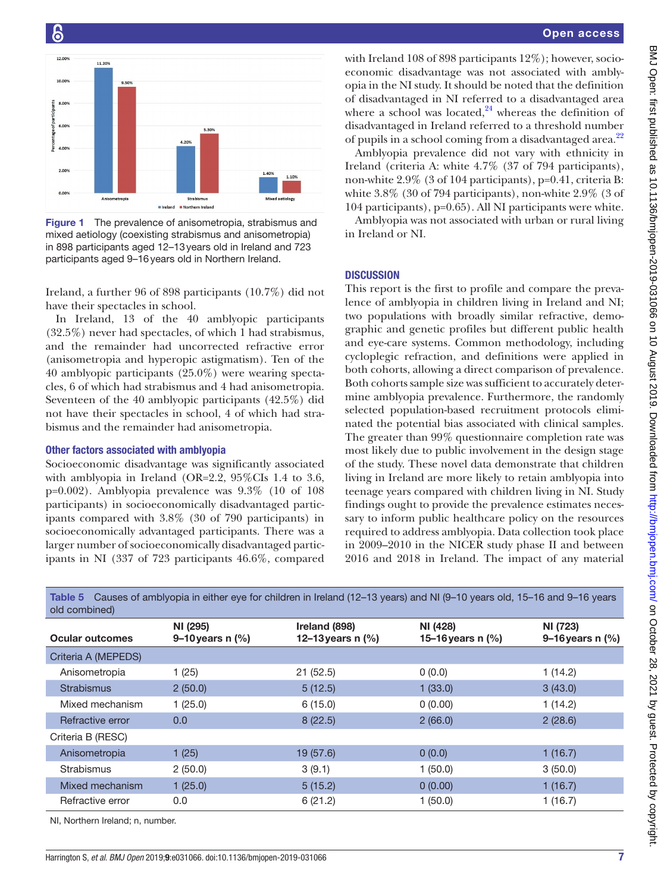Figure 1 The prevalence of anisometropia, strabismus and mixed aetiology (coexisting strabismus and anisometropia) in 898 participants aged 12–13 years old in Ireland and 723 participants aged 9–16 years old in Northern Ireland.

Ireland, a further 96 of 898 participants (10.7%) did not have their spectacles in school.

In Ireland, 13 of the 40 amblyopic participants (32.5%) never had spectacles, of which 1 had strabismus, and the remainder had uncorrected refractive error (anisometropia and hyperopic astigmatism). Ten of the 40 amblyopic participants (25.0%) were wearing spectacles, 6 of which had strabismus and 4 had anisometropia. Seventeen of the 40 amblyopic participants (42.5%) did not have their spectacles in school, 4 of which had strabismus and the remainder had anisometropia.

### Other factors associated with amblyopia

Socioeconomic disadvantage was significantly associated with amblyopia in Ireland (OR=2.2, 95% CIs 1.4 to 3.6, p=0.002). Amblyopia prevalence was 9.3% (10 of 108 participants) in socioeconomically disadvantaged participants compared with 3.8% (30 of 790 participants) in socioeconomically advantaged participants. There was a larger number of socioeconomically disadvantaged participants in NI (337 of 723 participants 46.6%, compared with Ireland 108 of 898 participants 12%); however, socioeconomic disadvantage was not associated with amblyopia in the NI study. It should be noted that the definition of disadvantaged in NI referred to a disadvantaged area where a school was located,[24] whereas the definition of disadvantaged in Ireland referred to a threshold number of pupils in a school coming from a disadvantaged area.[22]

Amblyopia prevalence did not vary with ethnicity in Ireland (criteria A: white 4.7% (37 of 794 participants), non-white 2.9% (3 of 104 participants), p=0.41, criteria B: white 3.8% (30 of 794 participants), non-white 2.9% (3 of 104 participants), p=0.65). All NI participants were white.

Amblyopia was not associated with urban or rural living in Ireland or NI.

## DISCUSSION

This report is the first to profile and compare the prevalence of amblyopia in children living in Ireland and NI; two populations with broadly similar refractive, demographic and genetic profiles but different public health and eye-care systems. Common methodology, including cycloplegic refraction, and definitions were applied in both cohorts, allowing a direct comparison of prevalence. Both cohorts sample size was sufficient to accurately determine amblyopia prevalence. Furthermore, the randomly selected population-based recruitment protocols eliminated the potential bias associated with clinical samples. The greater than 99% questionnaire completion rate was most likely due to public involvement in the design stage of the study. These novel data demonstrate that children living in Ireland are more likely to retain amblyopia into teenage years compared with children living in NI. Study findings ought to provide the prevalence estimates necessary to inform public healthcare policy on the resources required to address amblyopia. Data collection took place in 2009–2010 in the NICER study phase II and between 2016 and 2018 in Ireland. The impact of any material

**Table 5** Causes of amblyopia in either eye for children in Ireland (12–13 years) and NI (9–10 years old, 15–16 and 9–16 years old combined)

| Ocular outcomes | NI (295) 9–10 years n (%) | Ireland (898) 12–13 years n (%) | NI (428) 15–16 years n (%) | NI (723) 9–16 years n (%) |
|---|---|---|---|---|
| Criteria A (MEPEDS) | | | | |
| Anisometropia | 1 (25) | 21 (52.5) | 0 (0.0) | 1 (14.2) |
| Strabismus | 2 (50.0) | 5 (12.5) | 1 (33.0) | 3 (43.0) |
| Mixed mechanism | 1 (25.0) | 6 (15.0) | 0 (0.00) | 1 (14.2) |
| Refractive error | 0.0 | 8 (22.5) | 2 (66.0) | 2 (28.6) |
| Criteria B (RESC) | | | | |
| Anisometropia | 1 (25) | 19 (57.6) | 0 (0.0) | 1 (16.7) |
| Strabismus | 2 (50.0) | 3 (9.1) | 1 (50.0) | 3 (50.0) |
| Mixed mechanism | 1 (25.0) | 5 (15.2) | 0 (0.00) | 1 (16.7) |
| Refractive error | 0.0 | 6 (21.2) | 1 (50.0) | 1 (16.7) |

NI, Northern Ireland; n, number.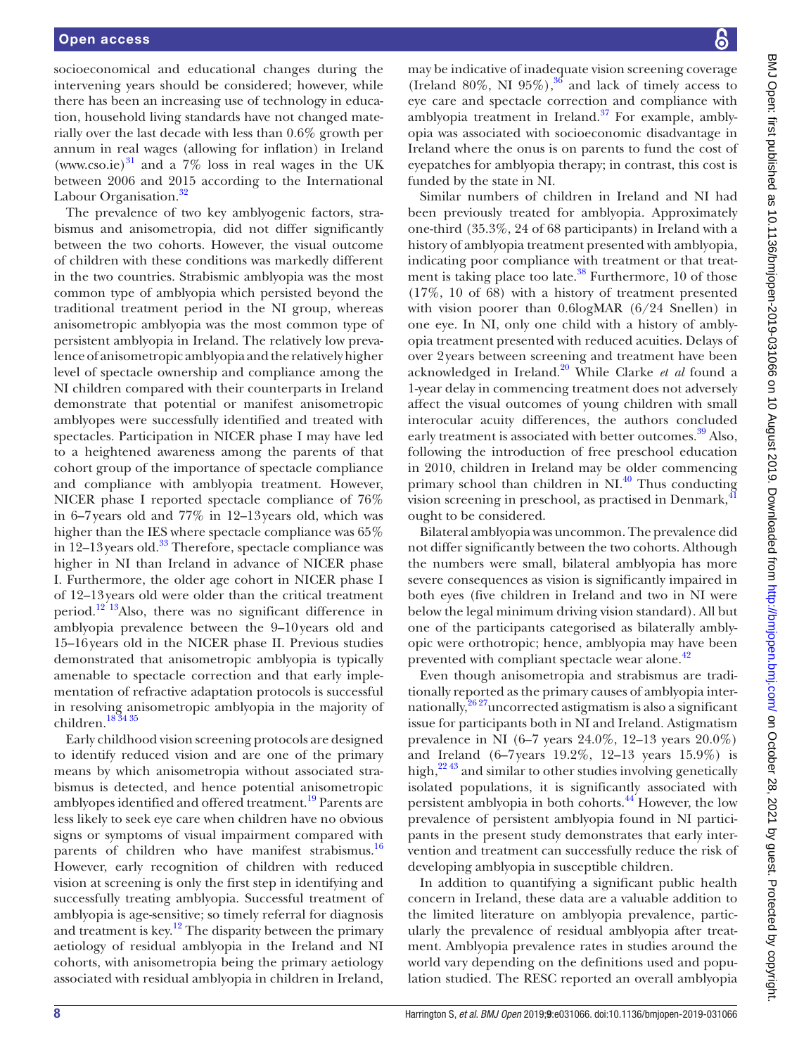socioeconomical and educational changes during the intervening years should be considered; however, while there has been an increasing use of technology in education, household living standards have not changed materially over the last decade with less than 0.6% growth per annum in real wages (allowing for inflation) in Ireland (www.cso.ie)[31] and a 7% loss in real wages in the UK between 2006 and 2015 according to the International Labour Organisation.[32]

The prevalence of two key amblyogenic factors, strabismus and anisometropia, did not differ significantly between the two cohorts. However, the visual outcome of children with these conditions was markedly different in the two countries. Strabismic amblyopia was the most common type of amblyopia which persisted beyond the traditional treatment period in the NI group, whereas anisometropic amblyopia was the most common type of persistent amblyopia in Ireland. The relatively low prevalence of anisometropic amblyopia and the relatively higher level of spectacle ownership and compliance among the NI children compared with their counterparts in Ireland demonstrate that potential or manifest anisometropic amblyopes were successfully identified and treated with spectacles. Participation in NICER phase I may have led to a heightened awareness among the parents of that cohort group of the importance of spectacle compliance and compliance with amblyopia treatment. However, NICER phase I reported spectacle compliance of 76% in 6–7 years old and 77% in 12–13 years old, which was higher than the IES where spectacle compliance was 65% in 12–13 years old.[33] Therefore, spectacle compliance was higher in NI than Ireland in advance of NICER phase I. Furthermore, the older age cohort in NICER phase I of 12–13 years old were older than the critical treatment period.[12 13] Also, there was no significant difference in amblyopia prevalence between the 9–10 years old and 15–16 years old in the NICER phase II. Previous studies demonstrated that anisometropic amblyopia is typically amenable to spectacle correction and that early implementation of refractive adaptation protocols is successful in resolving anisometropic amblyopia in the majority of children.[18 34 35]

Early childhood vision screening protocols are designed to identify reduced vision and are one of the primary means by which anisometropia without associated strabismus is detected, and hence potential anisometropic amblyopes identified and offered treatment.[19] Parents are less likely to seek eye care when children have no obvious signs or symptoms of visual impairment compared with parents of children who have manifest strabismus.[16] However, early recognition of children with reduced vision at screening is only the first step in identifying and successfully treating amblyopia. Successful treatment of amblyopia is age-sensitive; so timely referral for diagnosis and treatment is key.[12] The disparity between the primary aetiology of residual amblyopia in the Ireland and NI cohorts, with anisometropia being the primary aetiology associated with residual amblyopia in children in Ireland, may be indicative of inadequate vision screening coverage (Ireland 80%, NI 95%),[36] and lack of timely access to eye care and spectacle correction and compliance with amblyopia treatment in Ireland.[37] For example, amblyopia was associated with socioeconomic disadvantage in Ireland where the onus is on parents to fund the cost of eyepatches for amblyopia therapy; in contrast, this cost is funded by the state in NI.

Similar numbers of children in Ireland and NI had been previously treated for amblyopia. Approximately one-third (35.3%, 24 of 68 participants) in Ireland with a history of amblyopia treatment presented with amblyopia, indicating poor compliance with treatment or that treatment is taking place too late.[38] Furthermore, 10 of those (17%, 10 of 68) with a history of treatment presented with vision poorer than 0.6logMAR (6/24 Snellen) in one eye. In NI, only one child with a history of amblyopia treatment presented with reduced acuities. Delays of over 2 years between screening and treatment have been acknowledged in Ireland.[20] While Clarke *et al* found a 1-year delay in commencing treatment does not adversely affect the visual outcomes of young children with small interocular acuity differences, the authors concluded early treatment is associated with better outcomes.[39] Also, following the introduction of free preschool education in 2010, children in Ireland may be older commencing primary school than children in NI.[40] Thus conducting vision screening in preschool, as practised in Denmark,[41] ought to be considered.

Bilateral amblyopia was uncommon. The prevalence did not differ significantly between the two cohorts. Although the numbers were small, bilateral amblyopia has more severe consequences as vision is significantly impaired in both eyes (five children in Ireland and two in NI were below the legal minimum driving vision standard). All but one of the participants categorised as bilaterally amblyopic were orthotropic; hence, amblyopia may have been prevented with compliant spectacle wear alone.[42]

Even though anisometropia and strabismus are traditionally reported as the primary causes of amblyopia internationally,[26 27] uncorrected astigmatism is also a significant issue for participants both in NI and Ireland. Astigmatism prevalence in NI (6–7 years 24.0%, 12–13 years 20.0%) and Ireland (6–7 years 19.2%, 12–13 years 15.9%) is high,[22 43] and similar to other studies involving genetically isolated populations, it is significantly associated with persistent amblyopia in both cohorts.[44] However, the low prevalence of persistent amblyopia found in NI participants in the present study demonstrates that early intervention and treatment can successfully reduce the risk of developing amblyopia in susceptible children.

In addition to quantifying a significant public health concern in Ireland, these data are a valuable addition to the limited literature on amblyopia prevalence, particularly the prevalence of residual amblyopia after treatment. Amblyopia prevalence rates in studies around the world vary depending on the definitions used and population studied. The RESC reported an overall amblyopia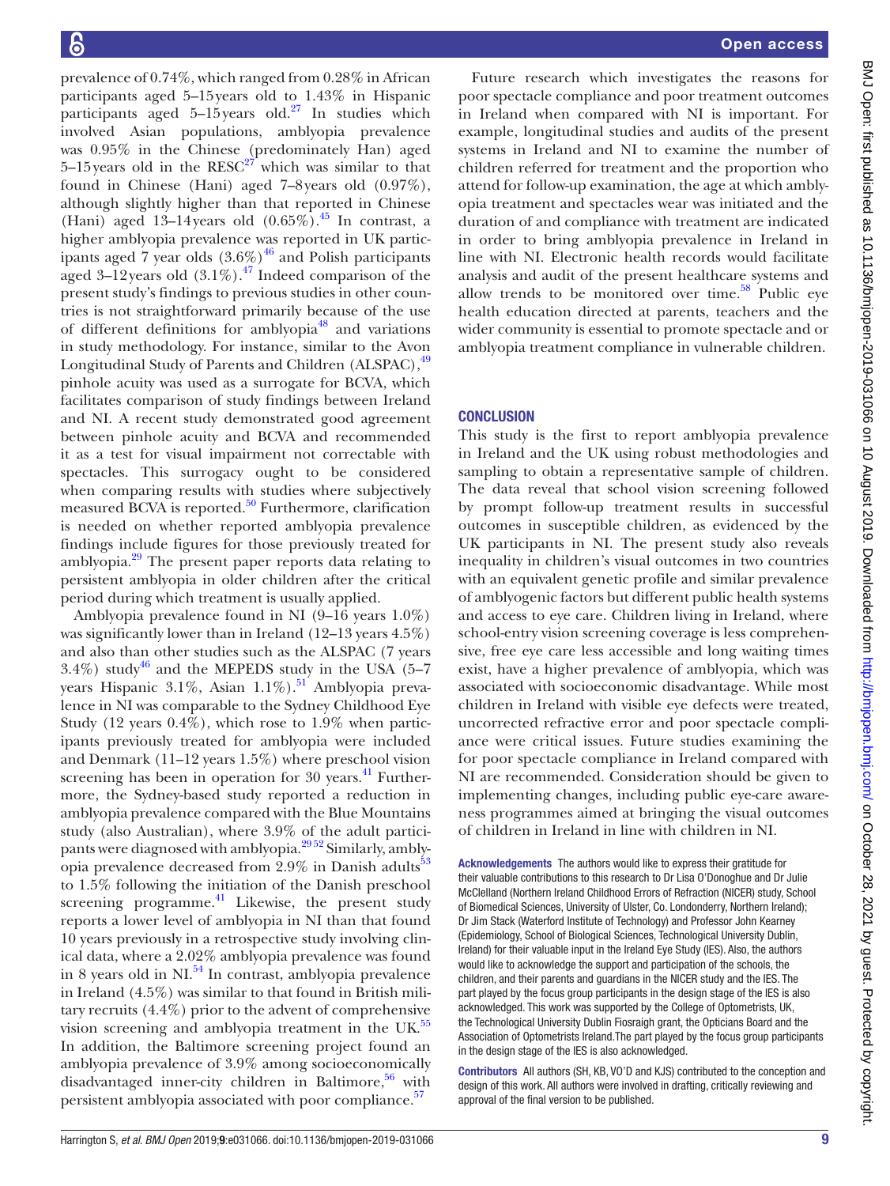prevalence of 0.74%, which ranged from 0.28% in African participants aged 5–15 years old to 1.43% in Hispanic participants aged 5–15 years old.[27] In studies which involved Asian populations, amblyopia prevalence was 0.95% in the Chinese (predominately Han) aged 5–15 years old in the RESC[27] which was similar to that found in Chinese (Hani) aged 7–8 years old (0.97%), although slightly higher than that reported in Chinese (Hani) aged 13–14 years old (0.65%).[45] In contrast, a higher amblyopia prevalence was reported in UK participants aged 7 year olds (3.6%)[46] and Polish participants aged 3–12 years old (3.1%).[47] Indeed comparison of the present study's findings to previous studies in other countries is not straightforward primarily because of the use of different definitions for amblyopia[48] and variations in study methodology. For instance, similar to the Avon Longitudinal Study of Parents and Children (ALSPAC),[49] pinhole acuity was used as a surrogate for BCVA, which facilitates comparison of study findings between Ireland and NI. A recent study demonstrated good agreement between pinhole acuity and BCVA and recommended it as a test for visual impairment not correctable with spectacles. This surrogacy ought to be considered when comparing results with studies where subjectively measured BCVA is reported.[50] Furthermore, clarification is needed on whether reported amblyopia prevalence findings include figures for those previously treated for amblyopia.[29] The present paper reports data relating to persistent amblyopia in older children after the critical period during which treatment is usually applied.

Amblyopia prevalence found in NI (9–16 years 1.0%) was significantly lower than in Ireland (12–13 years 4.5%) and also than other studies such as the ALSPAC (7 years 3.4%) study[46] and the MEPEDS study in the USA (5–7 years Hispanic 3.1%, Asian 1.1%).[51] Amblyopia prevalence in NI was comparable to the Sydney Childhood Eye Study (12 years 0.4%), which rose to 1.9% when participants previously treated for amblyopia were included and Denmark (11–12 years 1.5%) where preschool vision screening has been in operation for 30 years.[41] Furthermore, the Sydney-based study reported a reduction in amblyopia prevalence compared with the Blue Mountains study (also Australian), where 3.9% of the adult participants were diagnosed with amblyopia.[29,52] Similarly, amblyopia prevalence decreased from 2.9% in Danish adults[53] to 1.5% following the initiation of the Danish preschool screening programme.[41] Likewise, the present study reports a lower level of amblyopia in NI than that found 10 years previously in a retrospective study involving clinical data, where a 2.02% amblyopia prevalence was found in 8 years old in NI.[54] In contrast, amblyopia prevalence in Ireland (4.5%) was similar to that found in British military recruits (4.4%) prior to the advent of comprehensive vision screening and amblyopia treatment in the UK.[55] In addition, the Baltimore screening project found an amblyopia prevalence of 3.9% among socioeconomically disadvantaged inner-city children in Baltimore,[56] with persistent amblyopia associated with poor compliance.[57]

Future research which investigates the reasons for poor spectacle compliance and poor treatment outcomes in Ireland when compared with NI is important. For example, longitudinal studies and audits of the present systems in Ireland and NI to examine the number of children referred for treatment and the proportion who attend for follow-up examination, the age at which amblyopia treatment and spectacles wear was initiated and the duration of and compliance with treatment are indicated in order to bring amblyopia prevalence in Ireland in line with NI. Electronic health records would facilitate analysis and audit of the present healthcare systems and allow trends to be monitored over time.[58] Public eye health education directed at parents, teachers and the wider community is essential to promote spectacle and or amblyopia treatment compliance in vulnerable children.

## CONCLUSION

This study is the first to report amblyopia prevalence in Ireland and the UK using robust methodologies and sampling to obtain a representative sample of children. The data reveal that school vision screening followed by prompt follow-up treatment results in successful outcomes in susceptible children, as evidenced by the UK participants in NI. The present study also reveals inequality in children's visual outcomes in two countries with an equivalent genetic profile and similar prevalence of amblyogenic factors but different public health systems and access to eye care. Children living in Ireland, where school-entry vision screening coverage is less comprehensive, free eye care less accessible and long waiting times exist, have a higher prevalence of amblyopia, which was associated with socioeconomic disadvantage. While most children in Ireland with visible eye defects were treated, uncorrected refractive error and poor spectacle compliance were critical issues. Future studies examining the for poor spectacle compliance in Ireland compared with NI are recommended. Consideration should be given to implementing changes, including public eye-care awareness programmes aimed at bringing the visual outcomes of children in Ireland in line with children in NI.

**Acknowledgements** The authors would like to express their gratitude for their valuable contributions to this research to Dr Lisa O'Donoghue and Dr Julie McClelland (Northern Ireland Childhood Errors of Refraction (NICER) study, School of Biomedical Sciences, University of Ulster, Co. Londonderry, Northern Ireland); Dr Jim Stack (Waterford Institute of Technology) and Professor John Kearney (Epidemiology, School of Biological Sciences, Technological University Dublin, Ireland) for their valuable input in the Ireland Eye Study (IES). Also, the authors would like to acknowledge the support and participation of the schools, the children, and their parents and guardians in the NICER study and the IES. The part played by the focus group participants in the design stage of the IES is also acknowledged. This work was supported by the College of Optometrists, UK, the Technological University Dublin Fiosraigh grant, the Opticians Board and the Association of Optometrists Ireland.The part played by the focus group participants in the design stage of the IES is also acknowledged.

**Contributors** All authors (SH, KB, VO'D and KJS) contributed to the conception and design of this work. All authors were involved in drafting, critically reviewing and approval of the final version to be published.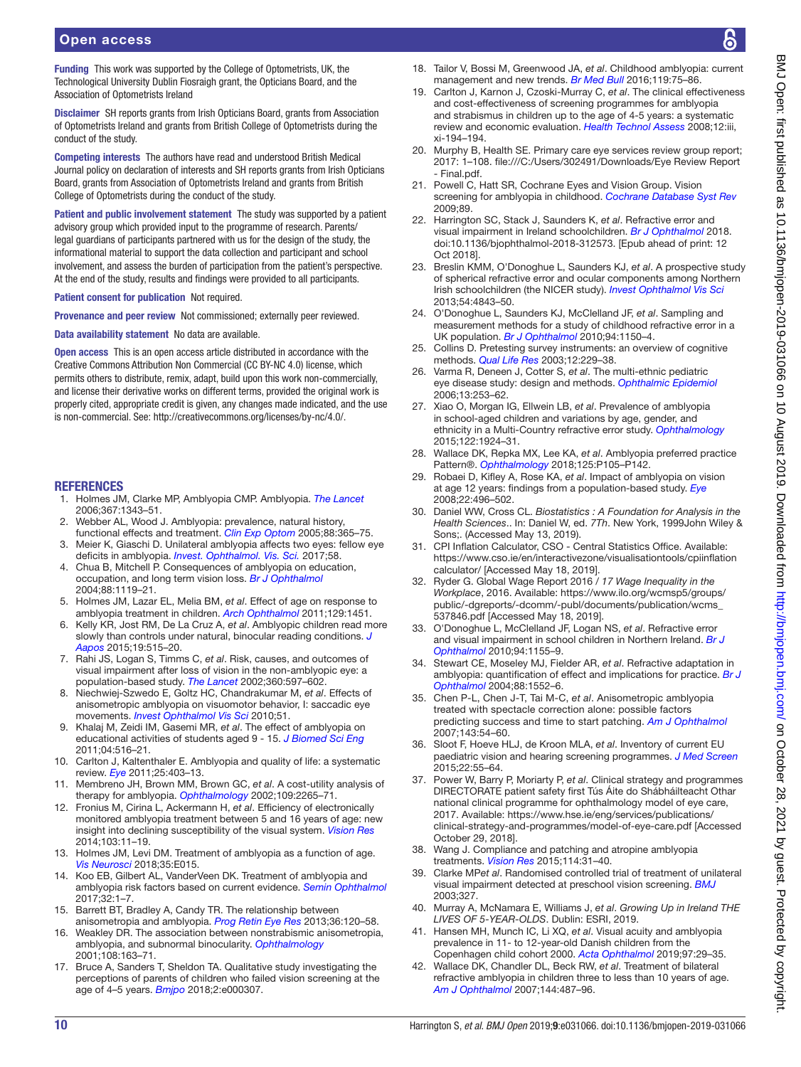**Funding** This work was supported by the College of Optometrists, UK, the Technological University Dublin Fiosraigh grant, the Opticians Board, and the Association of Optometrists Ireland

**Disclaimer** SH reports grants from Irish Opticians Board, grants from Association of Optometrists Ireland and grants from British College of Optometrists during the conduct of the study.

**Competing interests** The authors have read and understood British Medical Journal policy on declaration of interests and SH reports grants from Irish Opticians Board, grants from Association of Optometrists Ireland and grants from British College of Optometrists during the conduct of the study.

**Patient and public involvement statement** The study was supported by a patient advisory group which provided input to the programme of research. Parents/legal guardians of participants partnered with us for the design of the study, the informational material to support the data collection and participant and school involvement, and assess the burden of participation from the patient's perspective. At the end of the study, results and findings were provided to all participants.

**Patient consent for publication** Not required.

**Provenance and peer review** Not commissioned; externally peer reviewed.

**Data availability statement** No data are available.

**Open access** This is an open access article distributed in accordance with the Creative Commons Attribution Non Commercial (CC BY-NC 4.0) license, which permits others to distribute, remix, adapt, build upon this work non-commercially, and license their derivative works on different terms, provided the original work is properly cited, appropriate credit is given, any changes made indicated, and the use is non-commercial. See: http://creativecommons.org/licenses/by-nc/4.0/.

## REFERENCES

1. Holmes JM, Clarke MP, Amblyopia CMP. Amblyopia. *The Lancet* 2006;367:1343–51.
2. Webber AL, Wood J. Amblyopia: prevalence, natural history, functional effects and treatment. *Clin Exp Optom* 2005;88:365–75.
3. Meier K, Giaschi D. Unilateral amblyopia affects two eyes: fellow eye deficits in amblyopia. *Invest. Ophthalmol. Vis. Sci.* 2017;58.
4. Chua B, Mitchell P. Consequences of amblyopia on education, occupation, and long term vision loss. *Br J Ophthalmol* 2004;88:1119–21.
5. Holmes JM, Lazar EL, Melia BM, *et al*. Effect of age on response to amblyopia treatment in children. *Arch Ophthalmol* 2011;129:1451.
6. Kelly KR, Jost RM, De La Cruz A, *et al*. Amblyopic children read more slowly than controls under natural, binocular reading conditions. *J Aapos* 2015;19:515–20.
7. Rahi JS, Logan S, Timms C, *et al*. Risk, causes, and outcomes of visual impairment after loss of vision in the non-amblyopic eye: a population-based study. *The Lancet* 2002;360:597–602.
8. Niechwiej-Szwedo E, Goltz HC, Chandrakumar M, *et al*. Effects of anisometropic amblyopia on visuomotor behavior, I: saccadic eye movements. *Invest Ophthalmol Vis Sci* 2010;51.
9. Khalaj M, Zeidi IM, Gasemi MR, *et al*. The effect of amblyopia on educational activities of students aged 9 - 15. *J Biomed Sci Eng* 2011;04:516–21.
10. Carlton J, Kaltenthaler E. Amblyopia and quality of life: a systematic review. *Eye* 2011;25:403–13.
11. Membreno JH, Brown MM, Brown GC, *et al*. A cost-utility analysis of therapy for amblyopia. *Ophthalmology* 2002;109:2265–71.
12. Fronius M, Cirina L, Ackermann H, *et al*. Efficiency of electronically monitored amblyopia treatment between 5 and 16 years of age: new insight into declining susceptibility of the visual system. *Vision Res* 2014;103:11–19.
13. Holmes JM, Levi DM. Treatment of amblyopia as a function of age. *Vis Neurosci* 2018;35:E015.
14. Koo EB, Gilbert AL, VanderVeen DK. Treatment of amblyopia and amblyopia risk factors based on current evidence. *Semin Ophthalmol* 2017;32:1–7.
15. Barrett BT, Bradley A, Candy TR. The relationship between anisometropia and amblyopia. *Prog Retin Eye Res* 2013;36:120–58.
16. Weakley DR. The association between nonstrabismic anisometropia, amblyopia, and subnormal binocularity. *Ophthalmology* 2001;108:163–71.
17. Bruce A, Sanders T, Sheldon TA. Qualitative study investigating the perceptions of parents of children who failed vision screening at the age of 4–5 years. *Bmjpo* 2018;2:e000307.
18. Tailor V, Bossi M, Greenwood JA, *et al*. Childhood amblyopia: current management and new trends. *Br Med Bull* 2016;119:75–86.
19. Carlton J, Karnon J, Czoski-Murray C, *et al*. The clinical effectiveness and cost-effectiveness of screening programmes for amblyopia and strabismus in children up to the age of 4-5 years: a systematic review and economic evaluation. *Health Technol Assess* 2008;12:iii, xi-194–194.
20. Murphy B, Health SE. Primary care eye services review group report; 2017: 1–108. file:///C:/Users/302491/Downloads/Eye Review Report - Final.pdf.
21. Powell C, Hatt SR, Cochrane Eyes and Vision Group. Vision screening for amblyopia in childhood. *Cochrane Database Syst Rev* 2009;89.
22. Harrington SC, Stack J, Saunders K, *et al*. Refractive error and visual impairment in Ireland schoolchildren. *Br J Ophthalmol* 2018. doi:10.1136/bjophthalmol-2018-312573. [Epub ahead of print: 12 Oct 2018].
23. Breslin KMM, O'Donoghue L, Saunders KJ, *et al*. A prospective study of spherical refractive error and ocular components among Northern Irish schoolchildren (the NICER study). *Invest Ophthalmol Vis Sci* 2013;54:4843–50.
24. O'Donoghue L, Saunders KJ, McClelland JF, *et al*. Sampling and measurement methods for a study of childhood refractive error in a UK population. *Br J Ophthalmol* 2010;94:1150–4.
25. Collins D. Pretesting survey instruments: an overview of cognitive methods. *Qual Life Res* 2003;12:229–38.
26. Varma R, Deneen J, Cotter S, *et al*. The multi-ethnic pediatric eye disease study: design and methods. *Ophthalmic Epidemiol* 2006;13:253–62.
27. Xiao O, Morgan IG, Ellwein LB, *et al*. Prevalence of amblyopia in school-aged children and variations by age, gender, and ethnicity in a Multi-Country refractive error study. *Ophthalmology* 2015;122:1924–31.
28. Wallace DK, Repka MX, Lee KA, *et al*. Amblyopia preferred practice Pattern®. *Ophthalmology* 2018;125:P105–P142.
29. Robaei D, Kifley A, Rose KA, *et al*. Impact of amblyopia on vision at age 12 years: findings from a population-based study. *Eye* 2008;22:496–502.
30. Daniel WW, Cross CL. *Biostatistics : A Foundation for Analysis in the Health Sciences*.. In: Daniel W, ed. *7Th*. New York, 1999John Wiley & Sons;. (Accessed May 13, 2019).
31. CPI Inflation Calculator, CSO - Central Statistics Office. Available: https://www.cso.ie/en/interactivezone/visualisationtools/cpiinflation calculator/ [Accessed May 18, 2019].
32. Ryder G. Global Wage Report 2016 / *17 Wage Inequality in the Workplace*, 2016. Available: https://www.ilo.org/wcmsp5/groups/public/-dgreports/-dcomm/-publ/documents/publication/wcms_537846.pdf [Accessed May 18, 2019].
33. O'Donoghue L, McClelland JF, Logan NS, *et al*. Refractive error and visual impairment in school children in Northern Ireland. *Br J Ophthalmol* 2010;94:1155–9.
34. Stewart CE, Moseley MJ, Fielder AR, *et al*. Refractive adaptation in amblyopia: quantification of effect and implications for practice. *Br J Ophthalmol* 2004;88:1552–6.
35. Chen P-L, Chen J-T, Tai M-C, *et al*. Anisometropic amblyopia treated with spectacle correction alone: possible factors predicting success and time to start patching. *Am J Ophthalmol* 2007;143:54–60.
36. Sloot F, Hoeve HLJ, de Kroon MLA, *et al*. Inventory of current EU paediatric vision and hearing screening programmes. *J Med Screen* 2015;22:55–64.
37. Power W, Barry P, Moriarty P, *et al*. Clinical strategy and programmes DIRECTORATE patient safety first Tús Áite do Shábháilteacht Othar national clinical programme for ophthalmology model of eye care, 2017. Available: https://www.hse.ie/eng/services/publications/clinical-strategy-and-programmes/model-of-eye-care.pdf [Accessed October 29, 2018].
38. Wang J. Compliance and patching and atropine amblyopia treatments. *Vision Res* 2015;114:31–40.
39. Clarke MP*et al*. Randomised controlled trial of treatment of unilateral visual impairment detected at preschool vision screening. *BMJ* 2003;327.
40. Murray A, McNamara E, Williams J, *et al*. *Growing Up in Ireland THE LIVES OF 5-YEAR-OLDS*. Dublin: ESRI, 2019.
41. Hansen MH, Munch IC, Li XQ, *et al*. Visual acuity and amblyopia prevalence in 11- to 12-year-old Danish children from the Copenhagen child cohort 2000. *Acta Ophthalmol* 2019;97:29–35.
42. Wallace DK, Chandler DL, Beck RW, *et al*. Treatment of bilateral refractive amblyopia in children three to less than 10 years of age. *Am J Ophthalmol* 2007;144:487–96.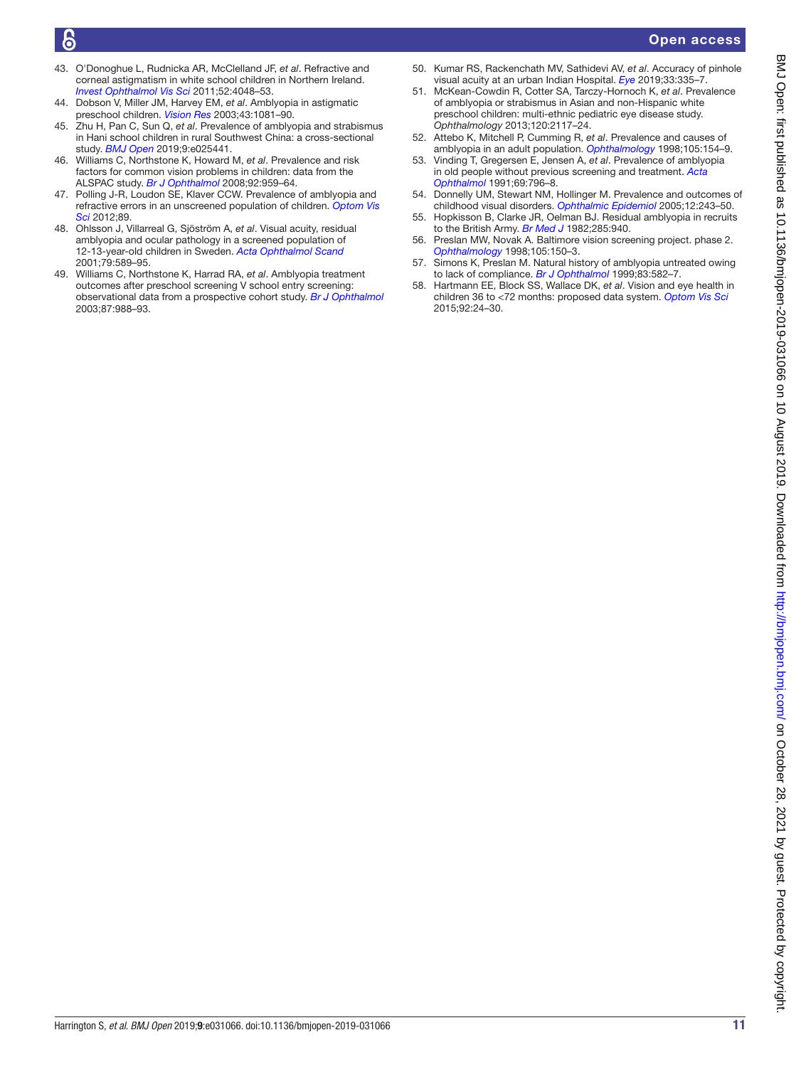43. O'Donoghue L, Rudnicka AR, McClelland JF, *et al*. Refractive and corneal astigmatism in white school children in Northern Ireland. *Invest Ophthalmol Vis Sci* 2011;52:4048–53.
44. Dobson V, Miller JM, Harvey EM, *et al*. Amblyopia in astigmatic preschool children. *Vision Res* 2003;43:1081–90.
45. Zhu H, Pan C, Sun Q, *et al*. Prevalence of amblyopia and strabismus in Hani school children in rural Southwest China: a cross-sectional study. *BMJ Open* 2019;9:e025441.
46. Williams C, Northstone K, Howard M, *et al*. Prevalence and risk factors for common vision problems in children: data from the ALSPAC study. *Br J Ophthalmol* 2008;92:959–64.
47. Polling J-R, Loudon SE, Klaver CCW. Prevalence of amblyopia and refractive errors in an unscreened population of children. *Optom Vis Sci* 2012;89.
48. Ohlsson J, Villarreal G, Sjöström A, *et al*. Visual acuity, residual amblyopia and ocular pathology in a screened population of 12-13-year-old children in Sweden. *Acta Ophthalmol Scand* 2001;79:589–95.
49. Williams C, Northstone K, Harrad RA, *et al*. Amblyopia treatment outcomes after preschool screening V school entry screening: observational data from a prospective cohort study. *Br J Ophthalmol* 2003;87:988–93.
50. Kumar RS, Rackenchath MV, Sathidevi AV, *et al*. Accuracy of pinhole visual acuity at an urban Indian Hospital. *Eye* 2019;33:335–7.
51. McKean-Cowdin R, Cotter SA, Tarczy-Hornoch K, *et al*. Prevalence of amblyopia or strabismus in Asian and non-Hispanic white preschool children: multi-ethnic pediatric eye disease study. *Ophthalmology* 2013;120:2117–24.
52. Attebo K, Mitchell P, Cumming R, *et al*. Prevalence and causes of amblyopia in an adult population. *Ophthalmology* 1998;105:154–9.
53. Vinding T, Gregersen E, Jensen A, *et al*. Prevalence of amblyopia in old people without previous screening and treatment. *Acta Ophthalmol* 1991;69:796–8.
54. Donnelly UM, Stewart NM, Hollinger M. Prevalence and outcomes of childhood visual disorders. *Ophthalmic Epidemiol* 2005;12:243–50.
55. Hopkisson B, Clarke JR, Oelman BJ. Residual amblyopia in recruits to the British Army. *Br Med J* 1982;285:940.
56. Preslan MW, Novak A. Baltimore vision screening project. phase 2. *Ophthalmology* 1998;105:150–3.
57. Simons K, Preslan M. Natural history of amblyopia untreated owing to lack of compliance. *Br J Ophthalmol* 1999;83:582–7.
58. Hartmann EE, Block SS, Wallace DK, *et al*. Vision and eye health in children 36 to <72 months: proposed data system. *Optom Vis Sci* 2015;92:24–30.